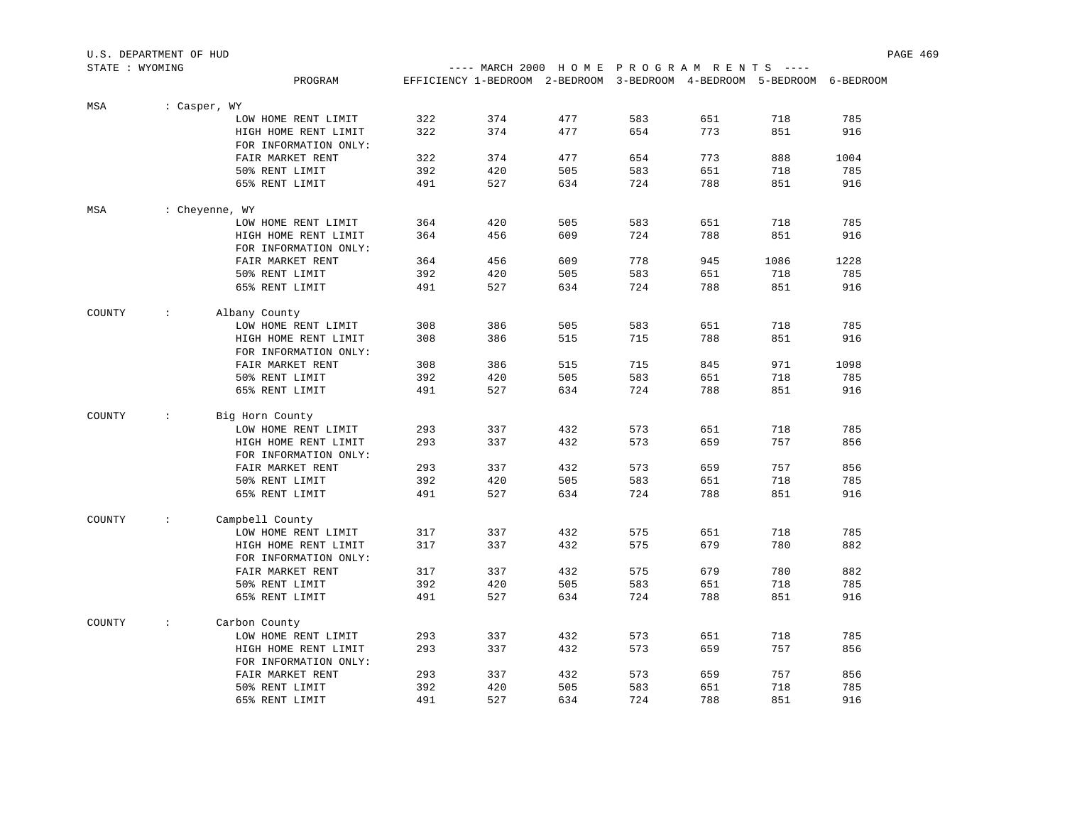U.S. DEPARTMENT OF HUD

STATE : WYOMING

---- MARCH 2000 H O M E P R O G R A M R E N T S ----

| | PROGRAM | EFFICIENCY | 1-BEDROOM | 2-BEDROOM | 3-BEDROOM | 4-BEDROOM | 5-BEDROOM | 6-BEDROOM |
|---|---|---|---|---|---|---|---|---|
| MSA : Casper, WY | | | | | | | | |
| | LOW HOME RENT LIMIT | 322 | 374 | 477 | 583 | 651 | 718 | 785 |
| | HIGH HOME RENT LIMIT | 322 | 374 | 477 | 654 | 773 | 851 | 916 |
| | FOR INFORMATION ONLY: | | | | | | | |
| | FAIR MARKET RENT | 322 | 374 | 477 | 654 | 773 | 888 | 1004 |
| | 50% RENT LIMIT | 392 | 420 | 505 | 583 | 651 | 718 | 785 |
| | 65% RENT LIMIT | 491 | 527 | 634 | 724 | 788 | 851 | 916 |
| MSA : Cheyenne, WY | | | | | | | | |
| | LOW HOME RENT LIMIT | 364 | 420 | 505 | 583 | 651 | 718 | 785 |
| | HIGH HOME RENT LIMIT | 364 | 456 | 609 | 724 | 788 | 851 | 916 |
| | FOR INFORMATION ONLY: | | | | | | | |
| | FAIR MARKET RENT | 364 | 456 | 609 | 778 | 945 | 1086 | 1228 |
| | 50% RENT LIMIT | 392 | 420 | 505 | 583 | 651 | 718 | 785 |
| | 65% RENT LIMIT | 491 | 527 | 634 | 724 | 788 | 851 | 916 |
| COUNTY : Albany County | | | | | | | | |
| | LOW HOME RENT LIMIT | 308 | 386 | 505 | 583 | 651 | 718 | 785 |
| | HIGH HOME RENT LIMIT | 308 | 386 | 515 | 715 | 788 | 851 | 916 |
| | FOR INFORMATION ONLY: | | | | | | | |
| | FAIR MARKET RENT | 308 | 386 | 515 | 715 | 845 | 971 | 1098 |
| | 50% RENT LIMIT | 392 | 420 | 505 | 583 | 651 | 718 | 785 |
| | 65% RENT LIMIT | 491 | 527 | 634 | 724 | 788 | 851 | 916 |
| COUNTY : Big Horn County | | | | | | | | |
| | LOW HOME RENT LIMIT | 293 | 337 | 432 | 573 | 651 | 718 | 785 |
| | HIGH HOME RENT LIMIT | 293 | 337 | 432 | 573 | 659 | 757 | 856 |
| | FOR INFORMATION ONLY: | | | | | | | |
| | FAIR MARKET RENT | 293 | 337 | 432 | 573 | 659 | 757 | 856 |
| | 50% RENT LIMIT | 392 | 420 | 505 | 583 | 651 | 718 | 785 |
| | 65% RENT LIMIT | 491 | 527 | 634 | 724 | 788 | 851 | 916 |
| COUNTY : Campbell County | | | | | | | | |
| | LOW HOME RENT LIMIT | 317 | 337 | 432 | 575 | 651 | 718 | 785 |
| | HIGH HOME RENT LIMIT | 317 | 337 | 432 | 575 | 679 | 780 | 882 |
| | FOR INFORMATION ONLY: | | | | | | | |
| | FAIR MARKET RENT | 317 | 337 | 432 | 575 | 679 | 780 | 882 |
| | 50% RENT LIMIT | 392 | 420 | 505 | 583 | 651 | 718 | 785 |
| | 65% RENT LIMIT | 491 | 527 | 634 | 724 | 788 | 851 | 916 |
| COUNTY : Carbon County | | | | | | | | |
| | LOW HOME RENT LIMIT | 293 | 337 | 432 | 573 | 651 | 718 | 785 |
| | HIGH HOME RENT LIMIT | 293 | 337 | 432 | 573 | 659 | 757 | 856 |
| | FOR INFORMATION ONLY: | | | | | | | |
| | FAIR MARKET RENT | 293 | 337 | 432 | 573 | 659 | 757 | 856 |
| | 50% RENT LIMIT | 392 | 420 | 505 | 583 | 651 | 718 | 785 |
| | 65% RENT LIMIT | 491 | 527 | 634 | 724 | 788 | 851 | 916 |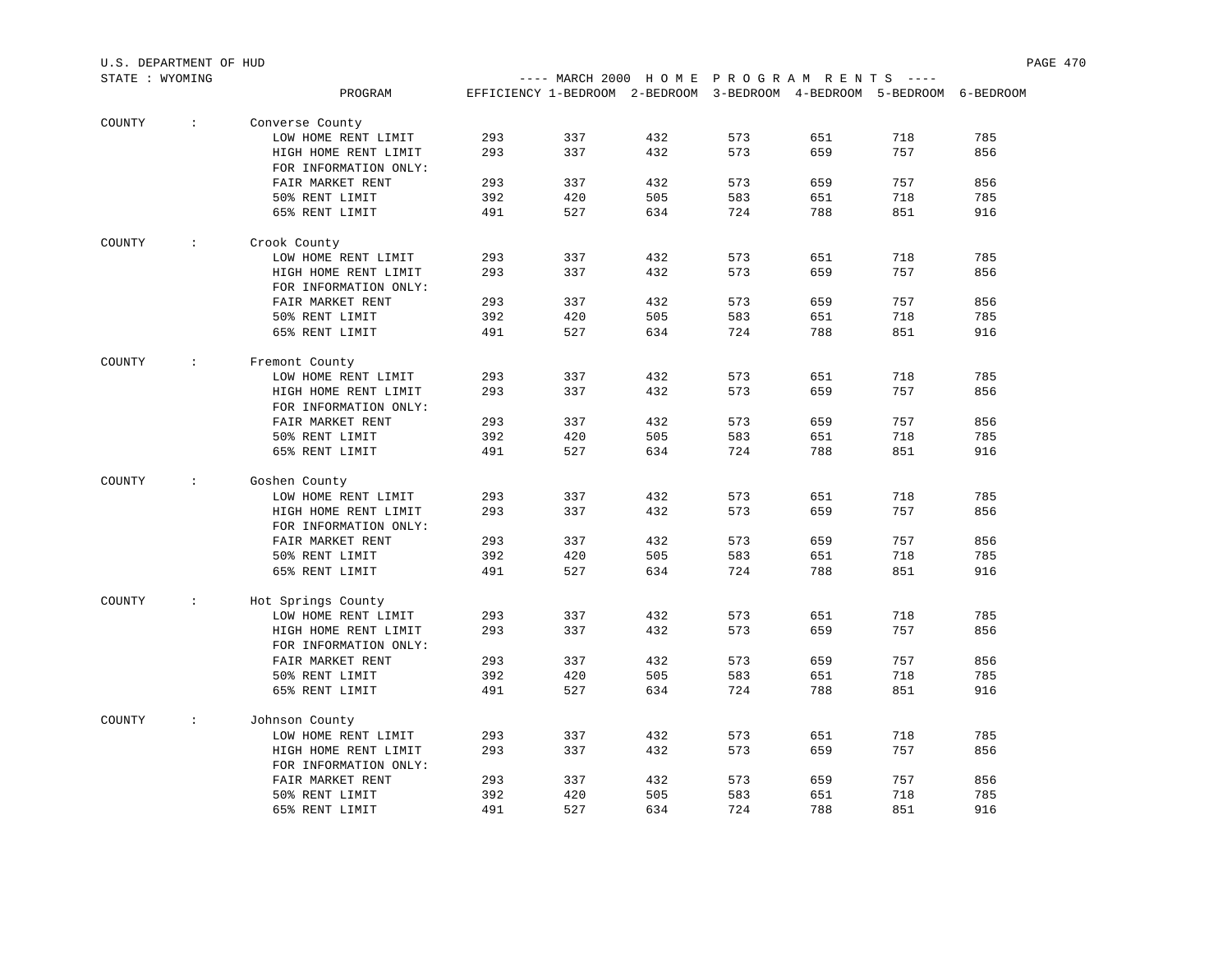U.S. DEPARTMENT OF HUD

STATE : WYOMING

---- MARCH 2000 H O M E P R O G R A M R E N T S ----

| | PROGRAM | EFFICIENCY | 1-BEDROOM | 2-BEDROOM | 3-BEDROOM | 4-BEDROOM | 5-BEDROOM | 6-BEDROOM |
|---|---|---|---|---|---|---|---|---|
| COUNTY : | Converse County | | | | | | | |
| | LOW HOME RENT LIMIT | 293 | 337 | 432 | 573 | 651 | 718 | 785 |
| | HIGH HOME RENT LIMIT | 293 | 337 | 432 | 573 | 659 | 757 | 856 |
| | FOR INFORMATION ONLY: | | | | | | | |
| | FAIR MARKET RENT | 293 | 337 | 432 | 573 | 659 | 757 | 856 |
| | 50% RENT LIMIT | 392 | 420 | 505 | 583 | 651 | 718 | 785 |
| | 65% RENT LIMIT | 491 | 527 | 634 | 724 | 788 | 851 | 916 |
| COUNTY : | Crook County | | | | | | | |
| | LOW HOME RENT LIMIT | 293 | 337 | 432 | 573 | 651 | 718 | 785 |
| | HIGH HOME RENT LIMIT | 293 | 337 | 432 | 573 | 659 | 757 | 856 |
| | FOR INFORMATION ONLY: | | | | | | | |
| | FAIR MARKET RENT | 293 | 337 | 432 | 573 | 659 | 757 | 856 |
| | 50% RENT LIMIT | 392 | 420 | 505 | 583 | 651 | 718 | 785 |
| | 65% RENT LIMIT | 491 | 527 | 634 | 724 | 788 | 851 | 916 |
| COUNTY : | Fremont County | | | | | | | |
| | LOW HOME RENT LIMIT | 293 | 337 | 432 | 573 | 651 | 718 | 785 |
| | HIGH HOME RENT LIMIT | 293 | 337 | 432 | 573 | 659 | 757 | 856 |
| | FOR INFORMATION ONLY: | | | | | | | |
| | FAIR MARKET RENT | 293 | 337 | 432 | 573 | 659 | 757 | 856 |
| | 50% RENT LIMIT | 392 | 420 | 505 | 583 | 651 | 718 | 785 |
| | 65% RENT LIMIT | 491 | 527 | 634 | 724 | 788 | 851 | 916 |
| COUNTY : | Goshen County | | | | | | | |
| | LOW HOME RENT LIMIT | 293 | 337 | 432 | 573 | 651 | 718 | 785 |
| | HIGH HOME RENT LIMIT | 293 | 337 | 432 | 573 | 659 | 757 | 856 |
| | FOR INFORMATION ONLY: | | | | | | | |
| | FAIR MARKET RENT | 293 | 337 | 432 | 573 | 659 | 757 | 856 |
| | 50% RENT LIMIT | 392 | 420 | 505 | 583 | 651 | 718 | 785 |
| | 65% RENT LIMIT | 491 | 527 | 634 | 724 | 788 | 851 | 916 |
| COUNTY : | Hot Springs County | | | | | | | |
| | LOW HOME RENT LIMIT | 293 | 337 | 432 | 573 | 651 | 718 | 785 |
| | HIGH HOME RENT LIMIT | 293 | 337 | 432 | 573 | 659 | 757 | 856 |
| | FOR INFORMATION ONLY: | | | | | | | |
| | FAIR MARKET RENT | 293 | 337 | 432 | 573 | 659 | 757 | 856 |
| | 50% RENT LIMIT | 392 | 420 | 505 | 583 | 651 | 718 | 785 |
| | 65% RENT LIMIT | 491 | 527 | 634 | 724 | 788 | 851 | 916 |
| COUNTY : | Johnson County | | | | | | | |
| | LOW HOME RENT LIMIT | 293 | 337 | 432 | 573 | 651 | 718 | 785 |
| | HIGH HOME RENT LIMIT | 293 | 337 | 432 | 573 | 659 | 757 | 856 |
| | FOR INFORMATION ONLY: | | | | | | | |
| | FAIR MARKET RENT | 293 | 337 | 432 | 573 | 659 | 757 | 856 |
| | 50% RENT LIMIT | 392 | 420 | 505 | 583 | 651 | 718 | 785 |
| | 65% RENT LIMIT | 491 | 527 | 634 | 724 | 788 | 851 | 916 |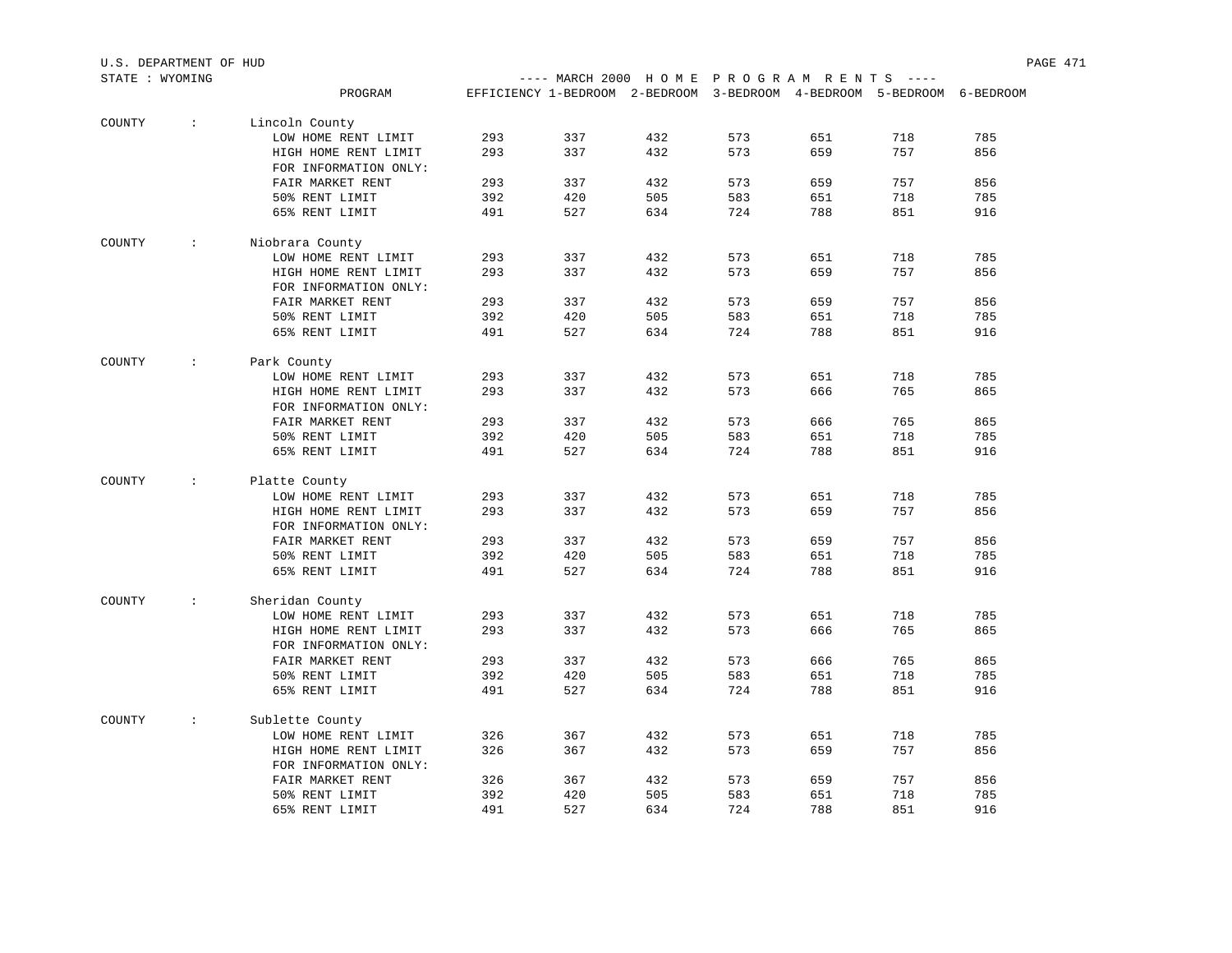U.S. DEPARTMENT OF HUD

STATE : WYOMING

---- MARCH 2000 H O M E P R O G R A M R E N T S ----

| | PROGRAM | EFFICIENCY | 1-BEDROOM | 2-BEDROOM | 3-BEDROOM | 4-BEDROOM | 5-BEDROOM | 6-BEDROOM |
|---|---|---|---|---|---|---|---|---|
| COUNTY : | Lincoln County | | | | | | | |
| | LOW HOME RENT LIMIT | 293 | 337 | 432 | 573 | 651 | 718 | 785 |
| | HIGH HOME RENT LIMIT | 293 | 337 | 432 | 573 | 659 | 757 | 856 |
| | FOR INFORMATION ONLY: | | | | | | | |
| | FAIR MARKET RENT | 293 | 337 | 432 | 573 | 659 | 757 | 856 |
| | 50% RENT LIMIT | 392 | 420 | 505 | 583 | 651 | 718 | 785 |
| | 65% RENT LIMIT | 491 | 527 | 634 | 724 | 788 | 851 | 916 |
| COUNTY : | Niobrara County | | | | | | | |
| | LOW HOME RENT LIMIT | 293 | 337 | 432 | 573 | 651 | 718 | 785 |
| | HIGH HOME RENT LIMIT | 293 | 337 | 432 | 573 | 659 | 757 | 856 |
| | FOR INFORMATION ONLY: | | | | | | | |
| | FAIR MARKET RENT | 293 | 337 | 432 | 573 | 659 | 757 | 856 |
| | 50% RENT LIMIT | 392 | 420 | 505 | 583 | 651 | 718 | 785 |
| | 65% RENT LIMIT | 491 | 527 | 634 | 724 | 788 | 851 | 916 |
| COUNTY : | Park County | | | | | | | |
| | LOW HOME RENT LIMIT | 293 | 337 | 432 | 573 | 651 | 718 | 785 |
| | HIGH HOME RENT LIMIT | 293 | 337 | 432 | 573 | 666 | 765 | 865 |
| | FOR INFORMATION ONLY: | | | | | | | |
| | FAIR MARKET RENT | 293 | 337 | 432 | 573 | 666 | 765 | 865 |
| | 50% RENT LIMIT | 392 | 420 | 505 | 583 | 651 | 718 | 785 |
| | 65% RENT LIMIT | 491 | 527 | 634 | 724 | 788 | 851 | 916 |
| COUNTY : | Platte County | | | | | | | |
| | LOW HOME RENT LIMIT | 293 | 337 | 432 | 573 | 651 | 718 | 785 |
| | HIGH HOME RENT LIMIT | 293 | 337 | 432 | 573 | 659 | 757 | 856 |
| | FOR INFORMATION ONLY: | | | | | | | |
| | FAIR MARKET RENT | 293 | 337 | 432 | 573 | 659 | 757 | 856 |
| | 50% RENT LIMIT | 392 | 420 | 505 | 583 | 651 | 718 | 785 |
| | 65% RENT LIMIT | 491 | 527 | 634 | 724 | 788 | 851 | 916 |
| COUNTY : | Sheridan County | | | | | | | |
| | LOW HOME RENT LIMIT | 293 | 337 | 432 | 573 | 651 | 718 | 785 |
| | HIGH HOME RENT LIMIT | 293 | 337 | 432 | 573 | 666 | 765 | 865 |
| | FOR INFORMATION ONLY: | | | | | | | |
| | FAIR MARKET RENT | 293 | 337 | 432 | 573 | 666 | 765 | 865 |
| | 50% RENT LIMIT | 392 | 420 | 505 | 583 | 651 | 718 | 785 |
| | 65% RENT LIMIT | 491 | 527 | 634 | 724 | 788 | 851 | 916 |
| COUNTY : | Sublette County | | | | | | | |
| | LOW HOME RENT LIMIT | 326 | 367 | 432 | 573 | 651 | 718 | 785 |
| | HIGH HOME RENT LIMIT | 326 | 367 | 432 | 573 | 659 | 757 | 856 |
| | FOR INFORMATION ONLY: | | | | | | | |
| | FAIR MARKET RENT | 326 | 367 | 432 | 573 | 659 | 757 | 856 |
| | 50% RENT LIMIT | 392 | 420 | 505 | 583 | 651 | 718 | 785 |
| | 65% RENT LIMIT | 491 | 527 | 634 | 724 | 788 | 851 | 916 |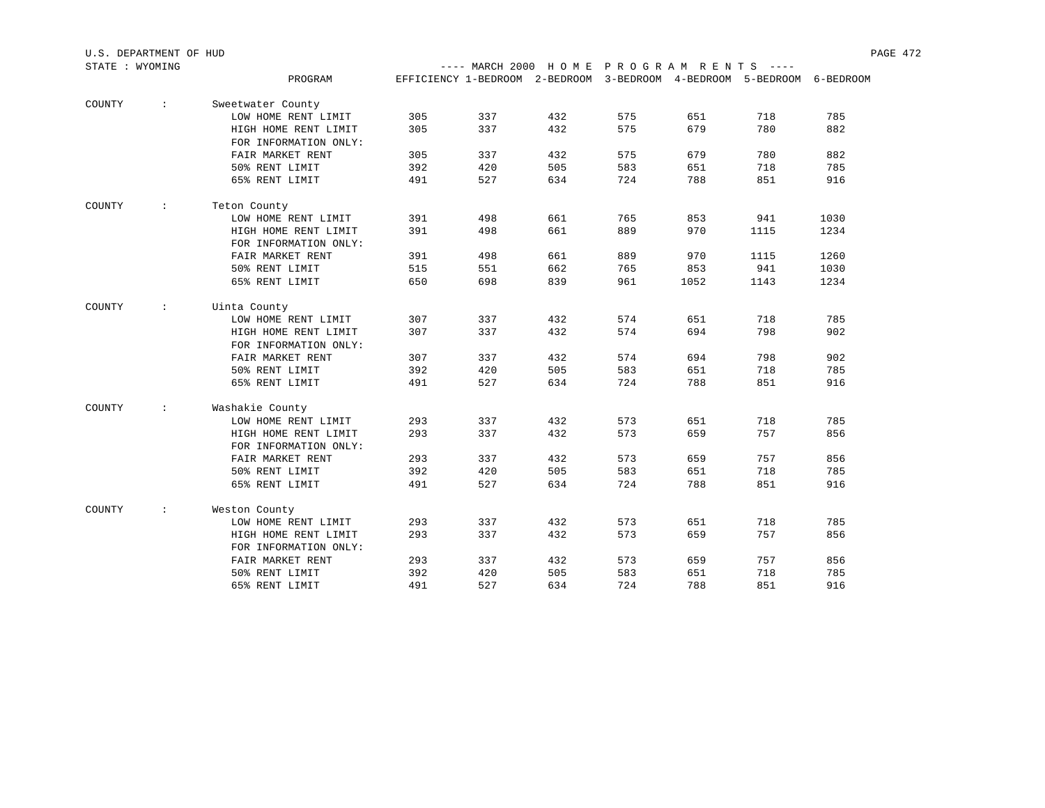U.S. DEPARTMENT OF HUD

STATE : WYOMING

---- MARCH 2000 H O M E P R O G R A M R E N T S ----

| | PROGRAM | EFFICIENCY | 1-BEDROOM | 2-BEDROOM | 3-BEDROOM | 4-BEDROOM | 5-BEDROOM | 6-BEDROOM |
|---|---|---|---|---|---|---|---|---|
| COUNTY : | Sweetwater County | | | | | | | |
| | LOW HOME RENT LIMIT | 305 | 337 | 432 | 575 | 651 | 718 | 785 |
| | HIGH HOME RENT LIMIT | 305 | 337 | 432 | 575 | 679 | 780 | 882 |
| | FOR INFORMATION ONLY: | | | | | | | |
| | FAIR MARKET RENT | 305 | 337 | 432 | 575 | 679 | 780 | 882 |
| | 50% RENT LIMIT | 392 | 420 | 505 | 583 | 651 | 718 | 785 |
| | 65% RENT LIMIT | 491 | 527 | 634 | 724 | 788 | 851 | 916 |
| COUNTY : | Teton County | | | | | | | |
| | LOW HOME RENT LIMIT | 391 | 498 | 661 | 765 | 853 | 941 | 1030 |
| | HIGH HOME RENT LIMIT | 391 | 498 | 661 | 889 | 970 | 1115 | 1234 |
| | FOR INFORMATION ONLY: | | | | | | | |
| | FAIR MARKET RENT | 391 | 498 | 661 | 889 | 970 | 1115 | 1260 |
| | 50% RENT LIMIT | 515 | 551 | 662 | 765 | 853 | 941 | 1030 |
| | 65% RENT LIMIT | 650 | 698 | 839 | 961 | 1052 | 1143 | 1234 |
| COUNTY : | Uinta County | | | | | | | |
| | LOW HOME RENT LIMIT | 307 | 337 | 432 | 574 | 651 | 718 | 785 |
| | HIGH HOME RENT LIMIT | 307 | 337 | 432 | 574 | 694 | 798 | 902 |
| | FOR INFORMATION ONLY: | | | | | | | |
| | FAIR MARKET RENT | 307 | 337 | 432 | 574 | 694 | 798 | 902 |
| | 50% RENT LIMIT | 392 | 420 | 505 | 583 | 651 | 718 | 785 |
| | 65% RENT LIMIT | 491 | 527 | 634 | 724 | 788 | 851 | 916 |
| COUNTY : | Washakie County | | | | | | | |
| | LOW HOME RENT LIMIT | 293 | 337 | 432 | 573 | 651 | 718 | 785 |
| | HIGH HOME RENT LIMIT | 293 | 337 | 432 | 573 | 659 | 757 | 856 |
| | FOR INFORMATION ONLY: | | | | | | | |
| | FAIR MARKET RENT | 293 | 337 | 432 | 573 | 659 | 757 | 856 |
| | 50% RENT LIMIT | 392 | 420 | 505 | 583 | 651 | 718 | 785 |
| | 65% RENT LIMIT | 491 | 527 | 634 | 724 | 788 | 851 | 916 |
| COUNTY : | Weston County | | | | | | | |
| | LOW HOME RENT LIMIT | 293 | 337 | 432 | 573 | 651 | 718 | 785 |
| | HIGH HOME RENT LIMIT | 293 | 337 | 432 | 573 | 659 | 757 | 856 |
| | FOR INFORMATION ONLY: | | | | | | | |
| | FAIR MARKET RENT | 293 | 337 | 432 | 573 | 659 | 757 | 856 |
| | 50% RENT LIMIT | 392 | 420 | 505 | 583 | 651 | 718 | 785 |
| | 65% RENT LIMIT | 491 | 527 | 634 | 724 | 788 | 851 | 916 |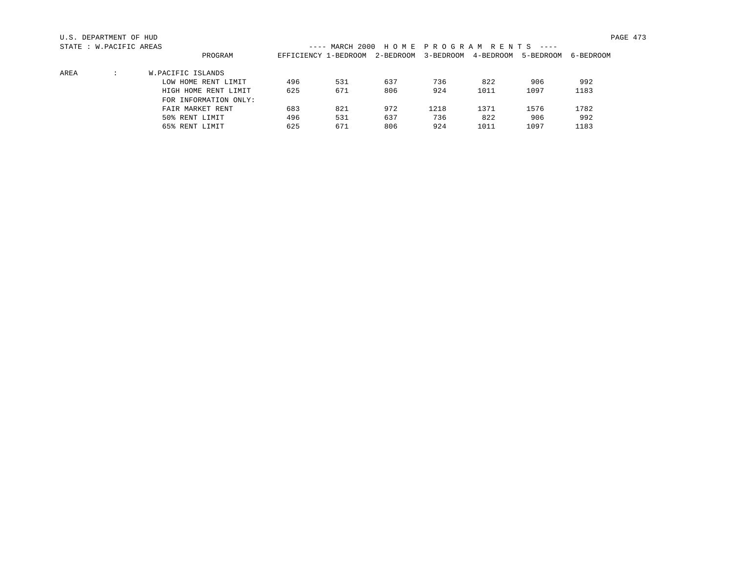U.S. DEPARTMENT OF HUD

STATE : W.PACIFIC AREAS

---- MARCH 2000 H O M E P R O G R A M R E N T S ----

| AREA : | PROGRAM | EFFICIENCY | 1-BEDROOM | 2-BEDROOM | 3-BEDROOM | 4-BEDROOM | 5-BEDROOM | 6-BEDROOM |
|---|---|---|---|---|---|---|---|---|
| W.PACIFIC ISLANDS | | | | | | | | |
| | LOW HOME RENT LIMIT | 496 | 531 | 637 | 736 | 822 | 906 | 992 |
| | HIGH HOME RENT LIMIT | 625 | 671 | 806 | 924 | 1011 | 1097 | 1183 |
| | FOR INFORMATION ONLY: | | | | | | | |
| | FAIR MARKET RENT | 683 | 821 | 972 | 1218 | 1371 | 1576 | 1782 |
| | 50% RENT LIMIT | 496 | 531 | 637 | 736 | 822 | 906 | 992 |
| | 65% RENT LIMIT | 625 | 671 | 806 | 924 | 1011 | 1097 | 1183 |